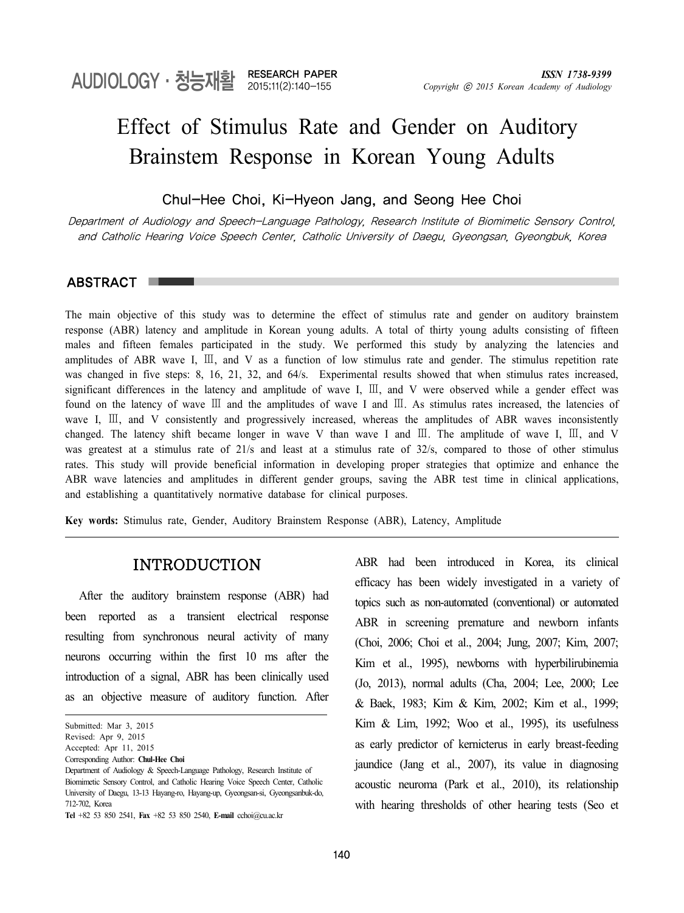# Effect of Stimulus Rate and Gender on Auditory Brainstem Response in Korean Young Adults

**Chul-Hee Choi, Ki-Hyeon Jang, and Seong Hee Choi**

*Department of Audiology and Speech-Language Pathology, Research Institute of Biomimetic Sensory Control, and Catholic Hearing Voice Speech Center, Catholic University of Daegu, Gyeongsan, Gyeongbuk, Korea*

## ABSTRACT

The main objective of this study was to determine the effect of stimulus rate and gender on auditory brainstem response (ABR) latency and amplitude in Korean young adults. A total of thirty young adults consisting of fifteen males and fifteen females participated in the study. We performed this study by analyzing the latencies and amplitudes of ABR wave I, Ⅲ, and V as a function of low stimulus rate and gender. The stimulus repetition rate was changed in five steps: 8, 16, 21, 32, and 64/s. Experimental results showed that when stimulus rates increased, significant differences in the latency and amplitude of wave I, Ⅲ, and V were observed while a gender effect was found on the latency of wave Ⅲ and the amplitudes of wave I and Ⅲ. As stimulus rates increased, the latencies of wave I, Ⅲ, and V consistently and progressively increased, whereas the amplitudes of ABR waves inconsistently changed. The latency shift became longer in wave V than wave I and Ⅲ. The amplitude of wave I, Ⅲ, and V was greatest at a stimulus rate of 21/s and least at a stimulus rate of 32/s, compared to those of other stimulus rates. This study will provide beneficial information in developing proper strategies that optimize and enhance the ABR wave latencies and amplitudes in different gender groups, saving the ABR test time in clinical applications, and establishing a quantitatively normative database for clinical purposes.

**Key words:** Stimulus rate, Gender, Auditory Brainstem Response (ABR), Latency, Amplitude

## INTRODUCTION

After the auditory brainstem response (ABR) had been reported as a transient electrical response resulting from synchronous neural activity of many neurons occurring within the first 10 ms after the introduction of a signal, ABR has been clinically used as an objective measure of auditory function. After ABR had been introduced in Korea, its clinical efficacy has been widely investigated in a variety of topics such as non-automated (conventional) or automated ABR in screening premature and newborn infants (Choi, 2006; Choi et al., 2004; Jung, 2007; Kim, 2007; Kim et al., 1995), newborns with hyperbilirubinemia (Jo, 2013), normal adults (Cha, 2004; Lee, 2000; Lee & Baek, 1983; Kim & Kim, 2002; Kim et al., 1999; Kim & Lim, 1992; Woo et al., 1995), its usefulness as early predictor of kernicterus in early breast-feeding jaundice (Jang et al., 2007), its value in diagnosing acoustic neuroma (Park et al., 2010), its relationship with hearing thresholds of other hearing tests (Seo et

Submitted: Mar 3, 2015
Revised: Apr 9, 2015
Accepted: Apr 11, 2015
Corresponding Author: **Chul-Hee Choi**
Department of Audiology & Speech-Language Pathology, Research Institute of Biomimetic Sensory Control, and Catholic Hearing Voice Speech Center, Catholic University of Daegu, 13-13 Hayang-ro, Hayang-up, Gyeongsan-si, Gyeongsanbuk-do, 712-702, Korea
**Tel** +82 53 850 2541, **Fax** +82 53 850 2540, **E-mail** cchoi@cu.ac.kr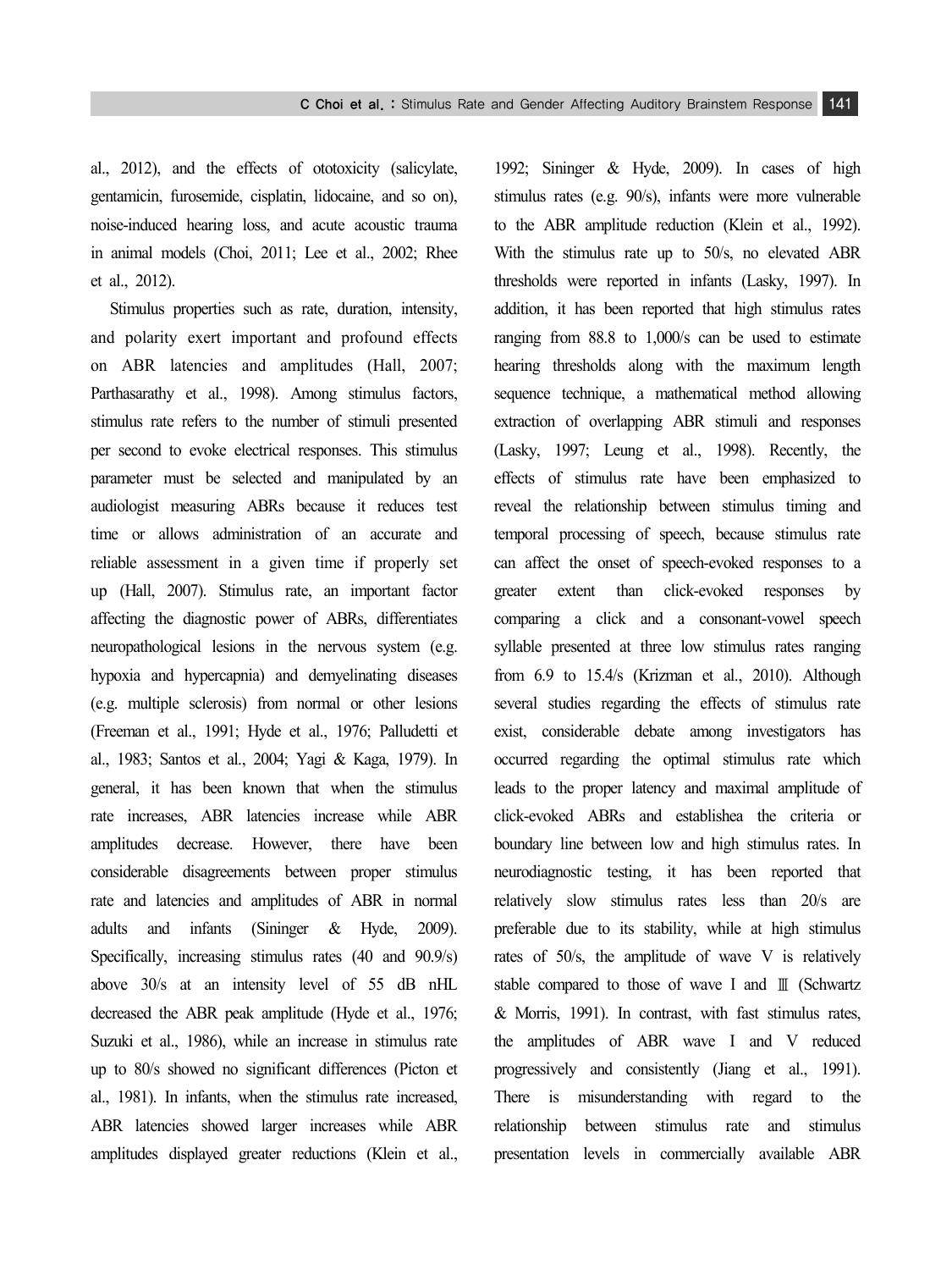al., 2012), and the effects of ototoxicity (salicylate, gentamicin, furosemide, cisplatin, lidocaine, and so on), noise-induced hearing loss, and acute acoustic trauma in animal models (Choi, 2011; Lee et al., 2002; Rhee et al., 2012).

Stimulus properties such as rate, duration, intensity, and polarity exert important and profound effects on ABR latencies and amplitudes (Hall, 2007; Parthasarathy et al., 1998). Among stimulus factors, stimulus rate refers to the number of stimuli presented per second to evoke electrical responses. This stimulus parameter must be selected and manipulated by an audiologist measuring ABRs because it reduces test time or allows administration of an accurate and reliable assessment in a given time if properly set up (Hall, 2007). Stimulus rate, an important factor affecting the diagnostic power of ABRs, differentiates neuropathological lesions in the nervous system (e.g. hypoxia and hypercapnia) and demyelinating diseases (e.g. multiple sclerosis) from normal or other lesions (Freeman et al., 1991; Hyde et al., 1976; Palludetti et al., 1983; Santos et al., 2004; Yagi & Kaga, 1979). In general, it has been known that when the stimulus rate increases, ABR latencies increase while ABR amplitudes decrease. However, there have been considerable disagreements between proper stimulus rate and latencies and amplitudes of ABR in normal adults and infants (Sininger & Hyde, 2009). Specifically, increasing stimulus rates (40 and 90.9/s) above 30/s at an intensity level of 55 dB nHL decreased the ABR peak amplitude (Hyde et al., 1976; Suzuki et al., 1986), while an increase in stimulus rate up to 80/s showed no significant differences (Picton et al., 1981). In infants, when the stimulus rate increased, ABR latencies showed larger increases while ABR amplitudes displayed greater reductions (Klein et al., 1992; Sininger & Hyde, 2009). In cases of high stimulus rates (e.g. 90/s), infants were more vulnerable to the ABR amplitude reduction (Klein et al., 1992). With the stimulus rate up to 50/s, no elevated ABR thresholds were reported in infants (Lasky, 1997). In addition, it has been reported that high stimulus rates ranging from 88.8 to 1,000/s can be used to estimate hearing thresholds along with the maximum length sequence technique, a mathematical method allowing extraction of overlapping ABR stimuli and responses (Lasky, 1997; Leung et al., 1998). Recently, the effects of stimulus rate have been emphasized to reveal the relationship between stimulus timing and temporal processing of speech, because stimulus rate can affect the onset of speech-evoked responses to a greater extent than click-evoked responses by comparing a click and a consonant-vowel speech syllable presented at three low stimulus rates ranging from 6.9 to 15.4/s (Krizman et al., 2010). Although several studies regarding the effects of stimulus rate exist, considerable debate among investigators has occurred regarding the optimal stimulus rate which leads to the proper latency and maximal amplitude of click-evoked ABRs and establishea the criteria or boundary line between low and high stimulus rates. In neurodiagnostic testing, it has been reported that relatively slow stimulus rates less than 20/s are preferable due to its stability, while at high stimulus rates of 50/s, the amplitude of wave V is relatively stable compared to those of wave I and Ⅲ (Schwartz & Morris, 1991). In contrast, with fast stimulus rates, the amplitudes of ABR wave I and V reduced progressively and consistently (Jiang et al., 1991). There is misunderstanding with regard to the relationship between stimulus rate and stimulus presentation levels in commercially available ABR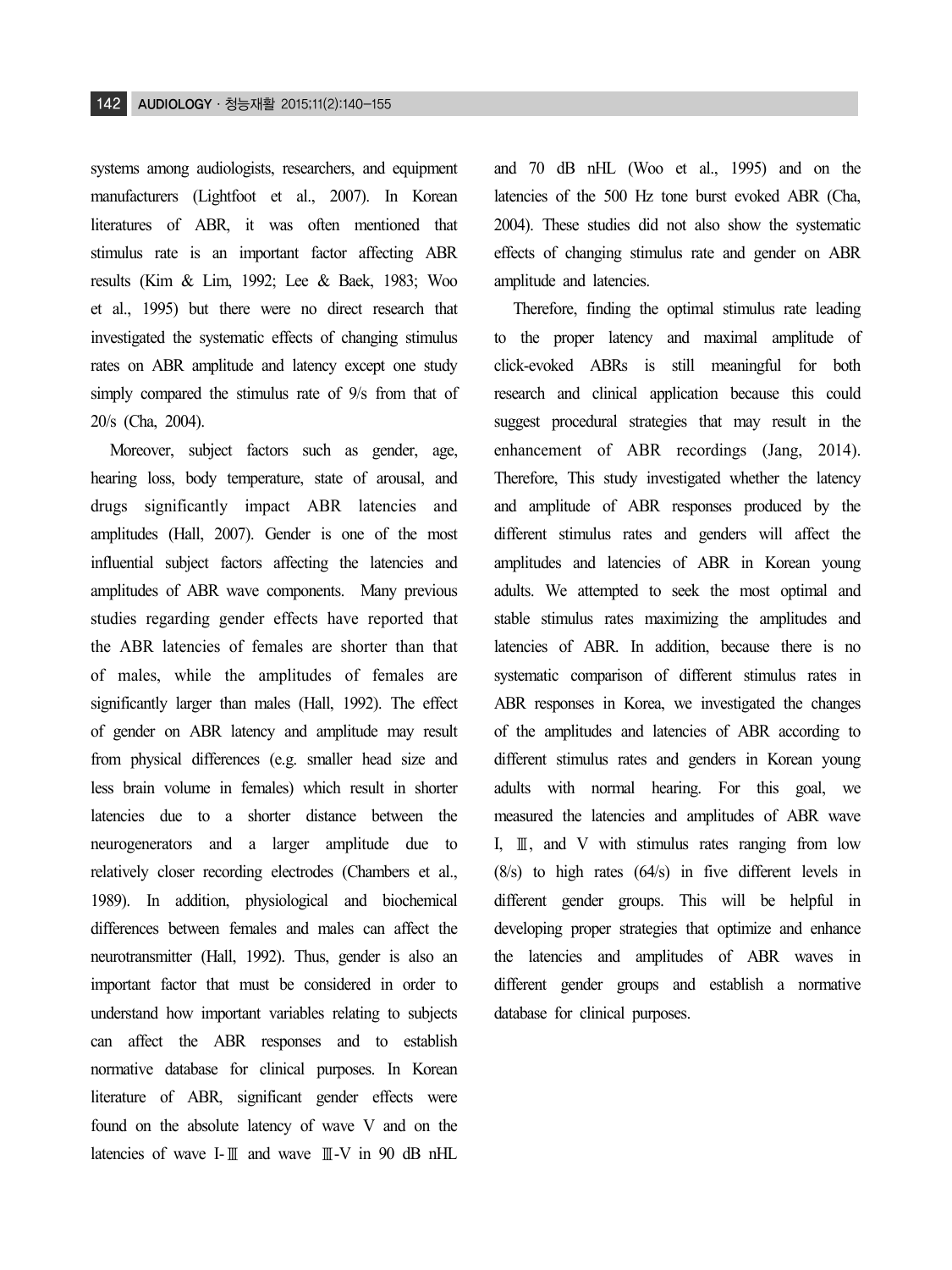systems among audiologists, researchers, and equipment manufacturers (Lightfoot et al., 2007). In Korean literatures of ABR, it was often mentioned that stimulus rate is an important factor affecting ABR results (Kim & Lim, 1992; Lee & Baek, 1983; Woo et al., 1995) but there were no direct research that investigated the systematic effects of changing stimulus rates on ABR amplitude and latency except one study simply compared the stimulus rate of 9/s from that of 20/s (Cha, 2004).

Moreover, subject factors such as gender, age, hearing loss, body temperature, state of arousal, and drugs significantly impact ABR latencies and amplitudes (Hall, 2007). Gender is one of the most influential subject factors affecting the latencies and amplitudes of ABR wave components. Many previous studies regarding gender effects have reported that the ABR latencies of females are shorter than that of males, while the amplitudes of females are significantly larger than males (Hall, 1992). The effect of gender on ABR latency and amplitude may result from physical differences (e.g. smaller head size and less brain volume in females) which result in shorter latencies due to a shorter distance between the neurogenerators and a larger amplitude due to relatively closer recording electrodes (Chambers et al., 1989). In addition, physiological and biochemical differences between females and males can affect the neurotransmitter (Hall, 1992). Thus, gender is also an important factor that must be considered in order to understand how important variables relating to subjects can affect the ABR responses and to establish normative database for clinical purposes. In Korean literature of ABR, significant gender effects were found on the absolute latency of wave V and on the latencies of wave I-Ⅲ and wave Ⅲ-V in 90 dB nHL and 70 dB nHL (Woo et al., 1995) and on the latencies of the 500 Hz tone burst evoked ABR (Cha, 2004). These studies did not also show the systematic effects of changing stimulus rate and gender on ABR amplitude and latencies.

Therefore, finding the optimal stimulus rate leading to the proper latency and maximal amplitude of click-evoked ABRs is still meaningful for both research and clinical application because this could suggest procedural strategies that may result in the enhancement of ABR recordings (Jang, 2014). Therefore, This study investigated whether the latency and amplitude of ABR responses produced by the different stimulus rates and genders will affect the amplitudes and latencies of ABR in Korean young adults. We attempted to seek the most optimal and stable stimulus rates maximizing the amplitudes and latencies of ABR. In addition, because there is no systematic comparison of different stimulus rates in ABR responses in Korea, we investigated the changes of the amplitudes and latencies of ABR according to different stimulus rates and genders in Korean young adults with normal hearing. For this goal, we measured the latencies and amplitudes of ABR wave I, Ⅲ, and V with stimulus rates ranging from low (8/s) to high rates (64/s) in five different levels in different gender groups. This will be helpful in developing proper strategies that optimize and enhance the latencies and amplitudes of ABR waves in different gender groups and establish a normative database for clinical purposes.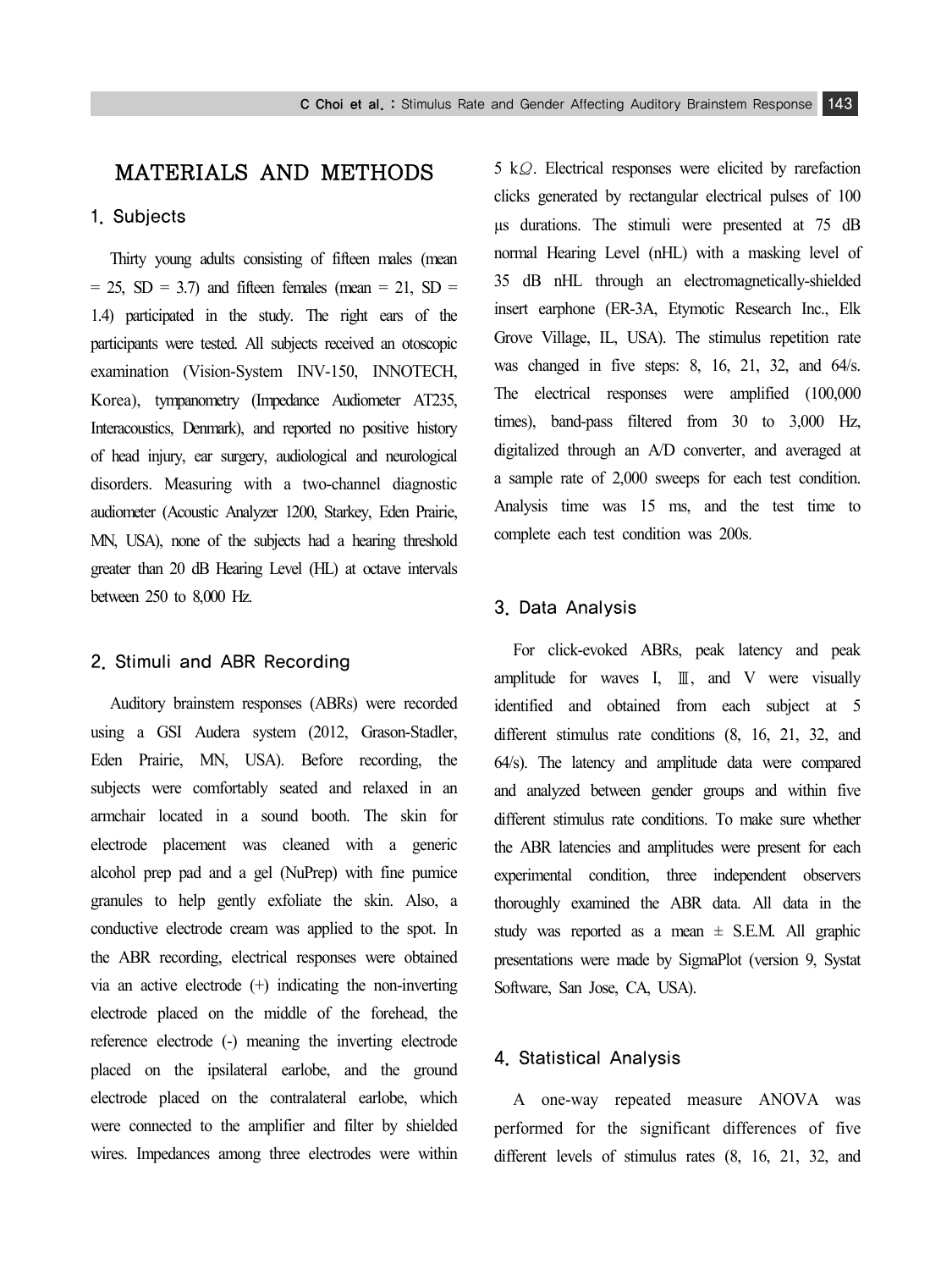# MATERIALS AND METHODS

## 1. Subjects

Thirty young adults consisting of fifteen males (mean = 25, SD = 3.7) and fifteen females (mean = 21, SD = 1.4) participated in the study. The right ears of the participants were tested. All subjects received an otoscopic examination (Vision-System INV-150, INNOTECH, Korea), tympanometry (Impedance Audiometer AT235, Interacoustics, Denmark), and reported no positive history of head injury, ear surgery, audiological and neurological disorders. Measuring with a two-channel diagnostic audiometer (Acoustic Analyzer 1200, Starkey, Eden Prairie, MN, USA), none of the subjects had a hearing threshold greater than 20 dB Hearing Level (HL) at octave intervals between 250 to 8,000 Hz.

## 2. Stimuli and ABR Recording

Auditory brainstem responses (ABRs) were recorded using a GSI Audera system (2012, Grason-Stadler, Eden Prairie, MN, USA). Before recording, the subjects were comfortably seated and relaxed in an armchair located in a sound booth. The skin for electrode placement was cleaned with a generic alcohol prep pad and a gel (NuPrep) with fine pumice granules to help gently exfoliate the skin. Also, a conductive electrode cream was applied to the spot. In the ABR recording, electrical responses were obtained via an active electrode (+) indicating the non-inverting electrode placed on the middle of the forehead, the reference electrode (-) meaning the inverting electrode placed on the ipsilateral earlobe, and the ground electrode placed on the contralateral earlobe, which were connected to the amplifier and filter by shielded wires. Impedances among three electrodes were within 5 kΩ. Electrical responses were elicited by rarefaction clicks generated by rectangular electrical pulses of 100 μs durations. The stimuli were presented at 75 dB normal Hearing Level (nHL) with a masking level of 35 dB nHL through an electromagnetically-shielded insert earphone (ER-3A, Etymotic Research Inc., Elk Grove Village, IL, USA). The stimulus repetition rate was changed in five steps: 8, 16, 21, 32, and 64/s. The electrical responses were amplified (100,000 times), band-pass filtered from 30 to 3,000 Hz, digitalized through an A/D converter, and averaged at a sample rate of 2,000 sweeps for each test condition. Analysis time was 15 ms, and the test time to complete each test condition was 200s.

## 3. Data Analysis

For click-evoked ABRs, peak latency and peak amplitude for waves I, Ⅲ, and V were visually identified and obtained from each subject at 5 different stimulus rate conditions (8, 16, 21, 32, and 64/s). The latency and amplitude data were compared and analyzed between gender groups and within five different stimulus rate conditions. To make sure whether the ABR latencies and amplitudes were present for each experimental condition, three independent observers thoroughly examined the ABR data. All data in the study was reported as a mean ± S.E.M. All graphic presentations were made by SigmaPlot (version 9, Systat Software, San Jose, CA, USA).

## 4. Statistical Analysis

A one-way repeated measure ANOVA was performed for the significant differences of five different levels of stimulus rates (8, 16, 21, 32, and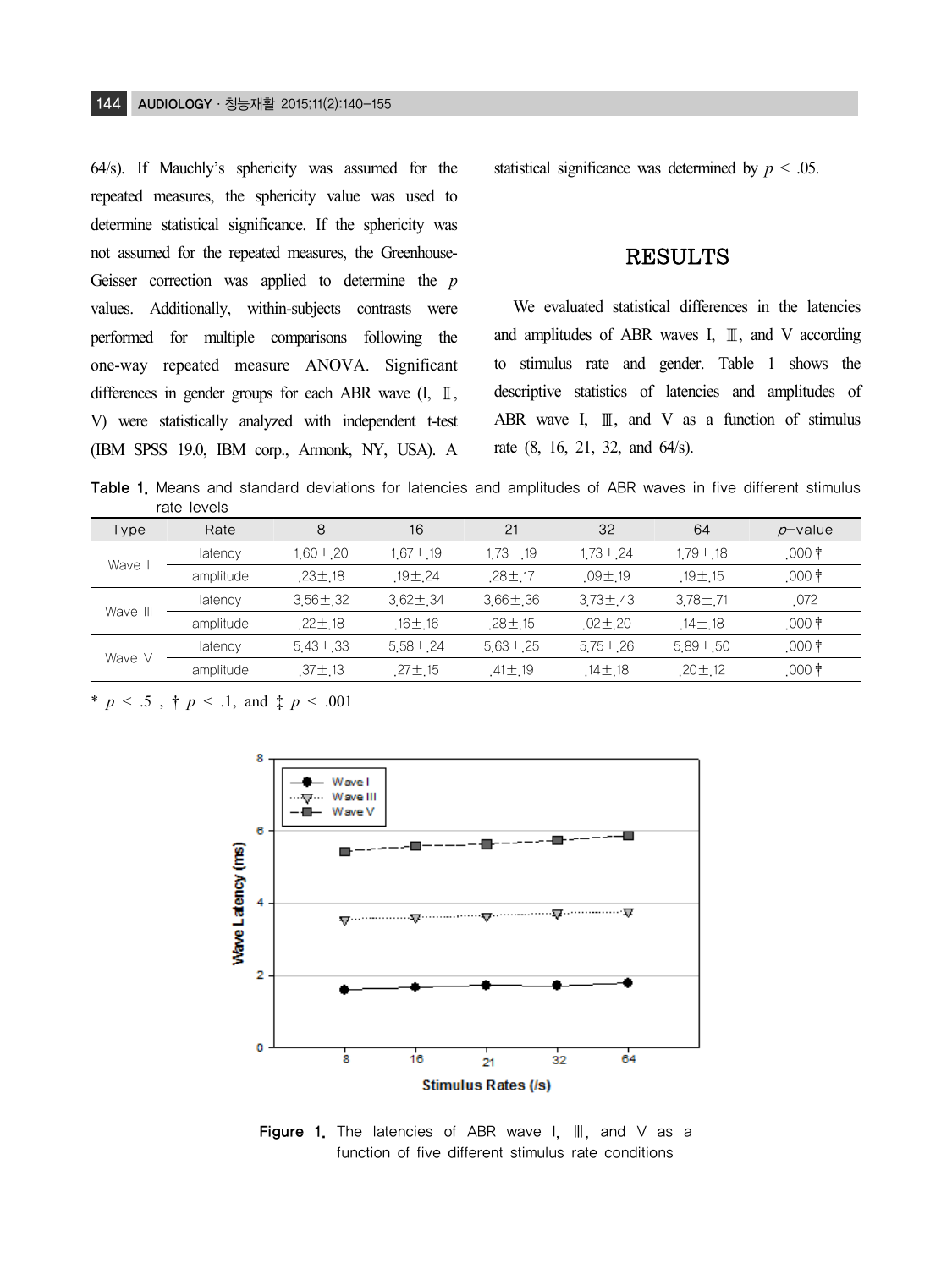64/s). If Mauchly's sphericity was assumed for the repeated measures, the sphericity value was used to determine statistical significance. If the sphericity was not assumed for the repeated measures, the Greenhouse-Geisser correction was applied to determine the $p$ values. Additionally, within-subjects contrasts were performed for multiple comparisons following the one-way repeated measure ANOVA. Significant differences in gender groups for each ABR wave (I, Ⅱ, V) were statistically analyzed with independent t-test (IBM SPSS 19.0, IBM corp., Armonk, NY, USA). A statistical significance was determined by $p < .05$.

# RESULTS

We evaluated statistical differences in the latencies and amplitudes of ABR waves I, Ⅲ, and V according to stimulus rate and gender. Table 1 shows the descriptive statistics of latencies and amplitudes of ABR wave I, Ⅲ, and V as a function of stimulus rate (8, 16, 21, 32, and 64/s).

**Table 1.** Means and standard deviations for latencies and amplitudes of ABR waves in five different stimulus rate levels

| Type | Rate | 8 | 16 | 21 | 32 | 64 | $p$-value |
|---|---|---|---|---|---|---|---|
| Wave I | latency | 1.60±.20 | 1.67±.19 | 1.73±.19 | 1.73±.24 | 1.79±.18 | .000 † |
| | amplitude | .23±.18 | .19±.24 | .28±.17 | .09±.19 | .19±.15 | .000 † |
| Wave Ⅲ | latency | 3.56±.32 | 3.62±.34 | 3.66±.36 | 3.73±.43 | 3.78±.71 | .072 |
| | amplitude | .22±.18 | .16±.16 | .28±.15 | .02±.20 | .14±.18 | .000 † |
| Wave V | latency | 5.43±.33 | 5.58±.24 | 5.63±.25 | 5.75±.26 | 5.89±.50 | .000 † |
| | amplitude | .37±.13 | .27±.15 | .41±.19 | .14±.18 | .20±.12 | .000 † |

* $p < .5$ , † $p < .1$, and ‡ $p < .001$

Figure 1. The latencies of ABR wave I, Ⅲ, and V as a function of five different stimulus rate conditions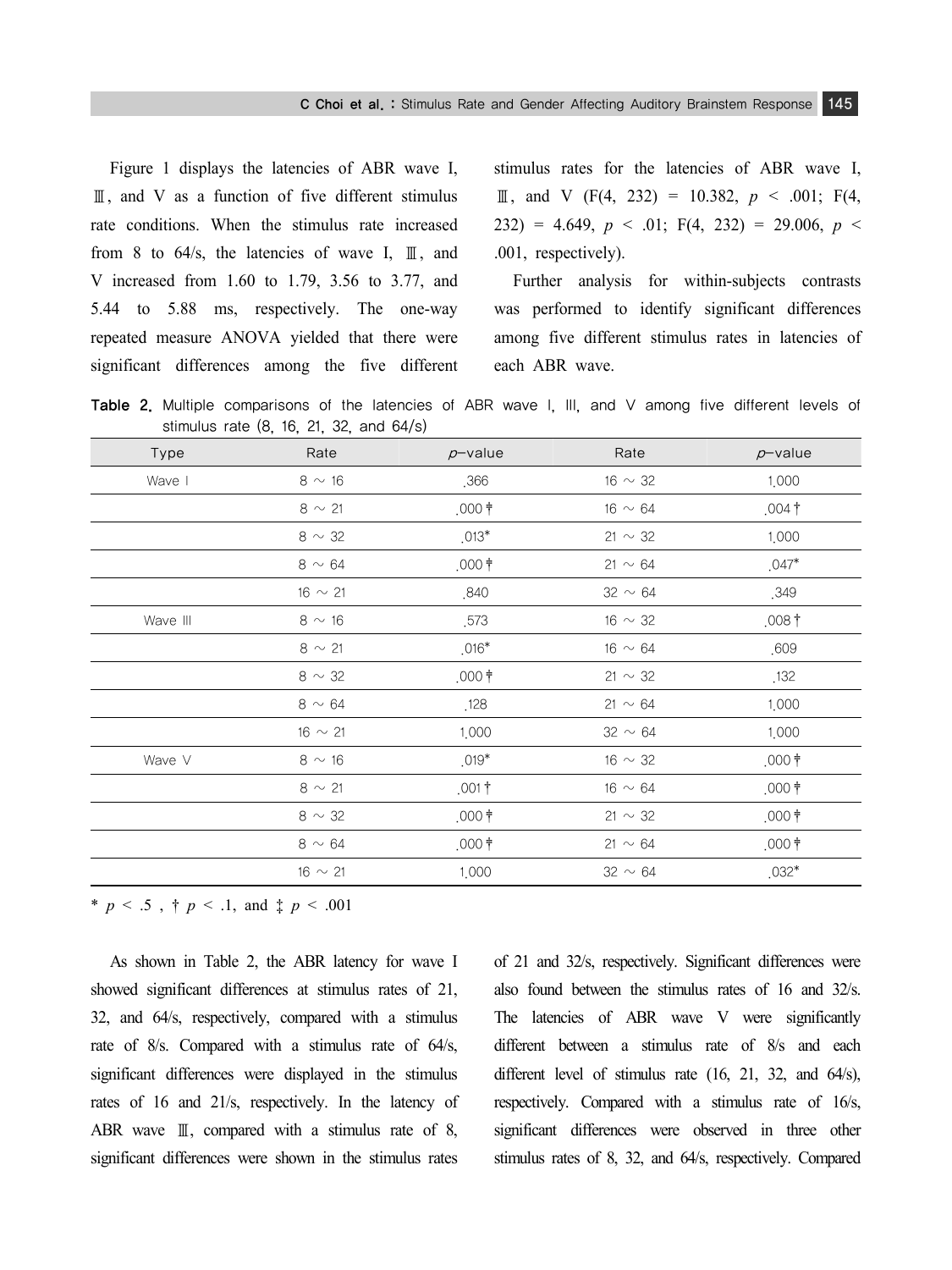Figure 1 displays the latencies of ABR wave I, Ⅲ, and V as a function of five different stimulus rate conditions. When the stimulus rate increased from 8 to 64/s, the latencies of wave I, Ⅲ, and V increased from 1.60 to 1.79, 3.56 to 3.77, and 5.44 to 5.88 ms, respectively. The one-way repeated measure ANOVA yielded that there were significant differences among the five different stimulus rates for the latencies of ABR wave I, Ⅲ, and V ($F(4, 232) = 10.382$, $p < .001$; $F(4, 232) = 4.649$, $p < .01$; $F(4, 232) = 29.006$, $p < .001$, respectively).

Further analysis for within-subjects contrasts was performed to identify significant differences among five different stimulus rates in latencies of each ABR wave.

**Table 2.** Multiple comparisons of the latencies of ABR wave I, III, and V among five different levels of stimulus rate (8, 16, 21, 32, and 64/s)

| Type | Rate | p-value | Rate | p-value |
|---|---|---|---|---|
| Wave I | 8 ~ 16 | .366 | 16 ~ 32 | 1.000 |
| | 8 ~ 21 | .000‡ | 16 ~ 64 | .004† |
| | 8 ~ 32 | .013* | 21 ~ 32 | 1.000 |
| | 8 ~ 64 | .000‡ | 21 ~ 64 | .047* |
| | 16 ~ 21 | .840 | 32 ~ 64 | .349 |
| Wave III | 8 ~ 16 | .573 | 16 ~ 32 | .008† |
| | 8 ~ 21 | .016* | 16 ~ 64 | .609 |
| | 8 ~ 32 | .000‡ | 21 ~ 32 | .132 |
| | 8 ~ 64 | .128 | 21 ~ 64 | 1.000 |
| | 16 ~ 21 | 1.000 | 32 ~ 64 | 1.000 |
| Wave V | 8 ~ 16 | .019* | 16 ~ 32 | .000‡ |
| | 8 ~ 21 | .001† | 16 ~ 64 | .000‡ |
| | 8 ~ 32 | .000‡ | 21 ~ 32 | .000‡ |
| | 8 ~ 64 | .000‡ | 21 ~ 64 | .000‡ |
| | 16 ~ 21 | 1.000 | 32 ~ 64 | .032* |

* $p < .5$ , † $p < .1$, and ‡ $p < .001$

As shown in Table 2, the ABR latency for wave I showed significant differences at stimulus rates of 21, 32, and 64/s, respectively, compared with a stimulus rate of 8/s. Compared with a stimulus rate of 64/s, significant differences were displayed in the stimulus rates of 16 and 21/s, respectively. In the latency of ABR wave Ⅲ, compared with a stimulus rate of 8, significant differences were shown in the stimulus rates of 21 and 32/s, respectively. Significant differences were also found between the stimulus rates of 16 and 32/s. The latencies of ABR wave V were significantly different between a stimulus rate of 8/s and each different level of stimulus rate (16, 21, 32, and 64/s), respectively. Compared with a stimulus rate of 16/s, significant differences were observed in three other stimulus rates of 8, 32, and 64/s, respectively. Compared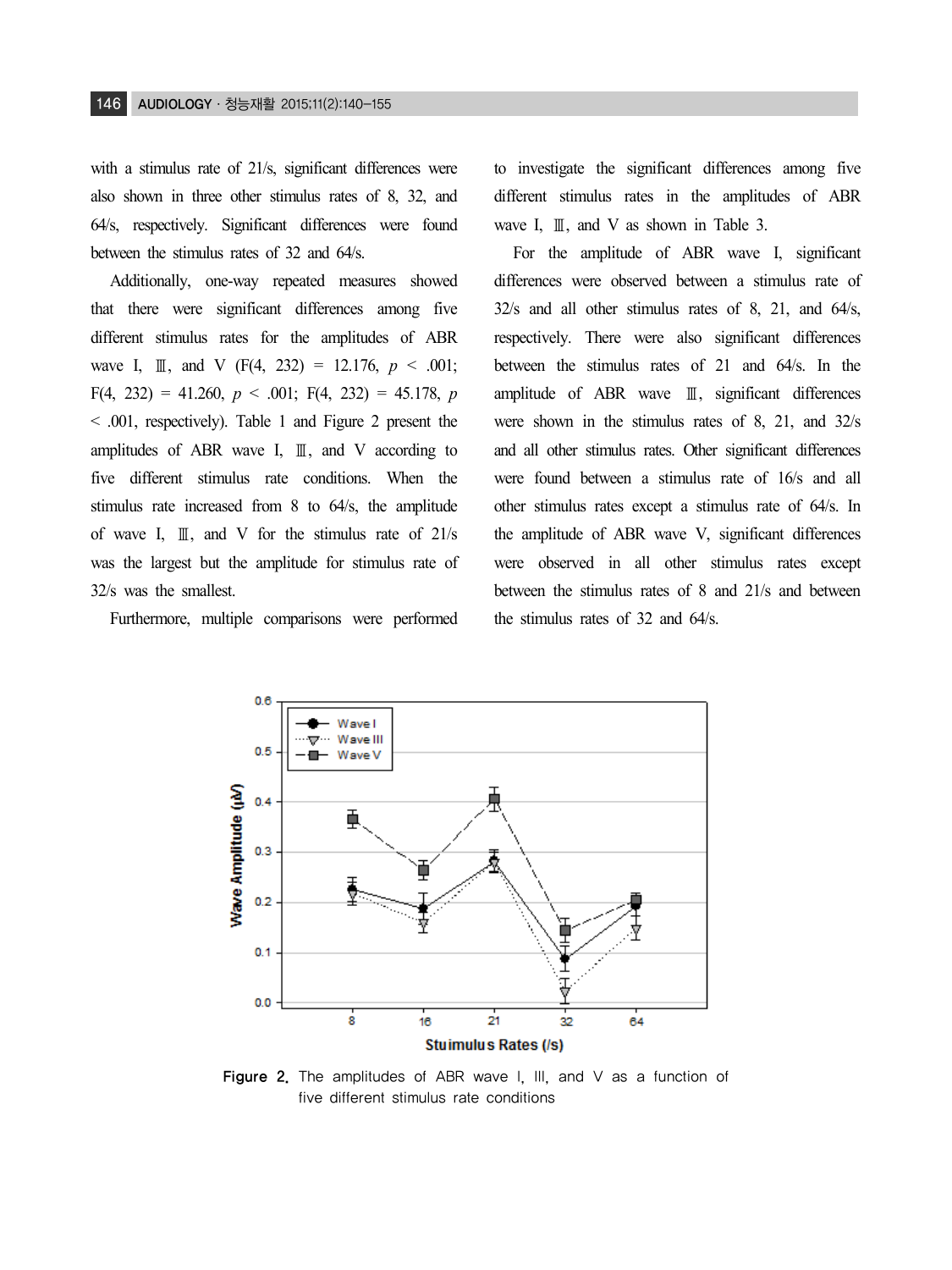with a stimulus rate of 21/s, significant differences were also shown in three other stimulus rates of 8, 32, and 64/s, respectively. Significant differences were found between the stimulus rates of 32 and 64/s.

Additionally, one-way repeated measures showed that there were significant differences among five different stimulus rates for the amplitudes of ABR wave I, Ⅲ, and V ($F(4, 232) = 12.176$, $p < .001$; $F(4, 232) = 41.260$, $p < .001$; $F(4, 232) = 45.178$, $p < .001$, respectively). Table 1 and Figure 2 present the amplitudes of ABR wave I, Ⅲ, and V according to five different stimulus rate conditions. When the stimulus rate increased from 8 to 64/s, the amplitude of wave I, Ⅲ, and V for the stimulus rate of 21/s was the largest but the amplitude for stimulus rate of 32/s was the smallest.

Furthermore, multiple comparisons were performed to investigate the significant differences among five different stimulus rates in the amplitudes of ABR wave I, Ⅲ, and V as shown in Table 3.

For the amplitude of ABR wave I, significant differences were observed between a stimulus rate of 32/s and all other stimulus rates of 8, 21, and 64/s, respectively. There were also significant differences between the stimulus rates of 21 and 64/s. In the amplitude of ABR wave Ⅲ, significant differences were shown in the stimulus rates of 8, 21, and 32/s and all other stimulus rates. Other significant differences were found between a stimulus rate of 16/s and all other stimulus rates except a stimulus rate of 64/s. In the amplitude of ABR wave V, significant differences were observed in all other stimulus rates except between the stimulus rates of 8 and 21/s and between the stimulus rates of 32 and 64/s.

Figure 2. The amplitudes of ABR wave I, III, and V as a function of five different stimulus rate conditions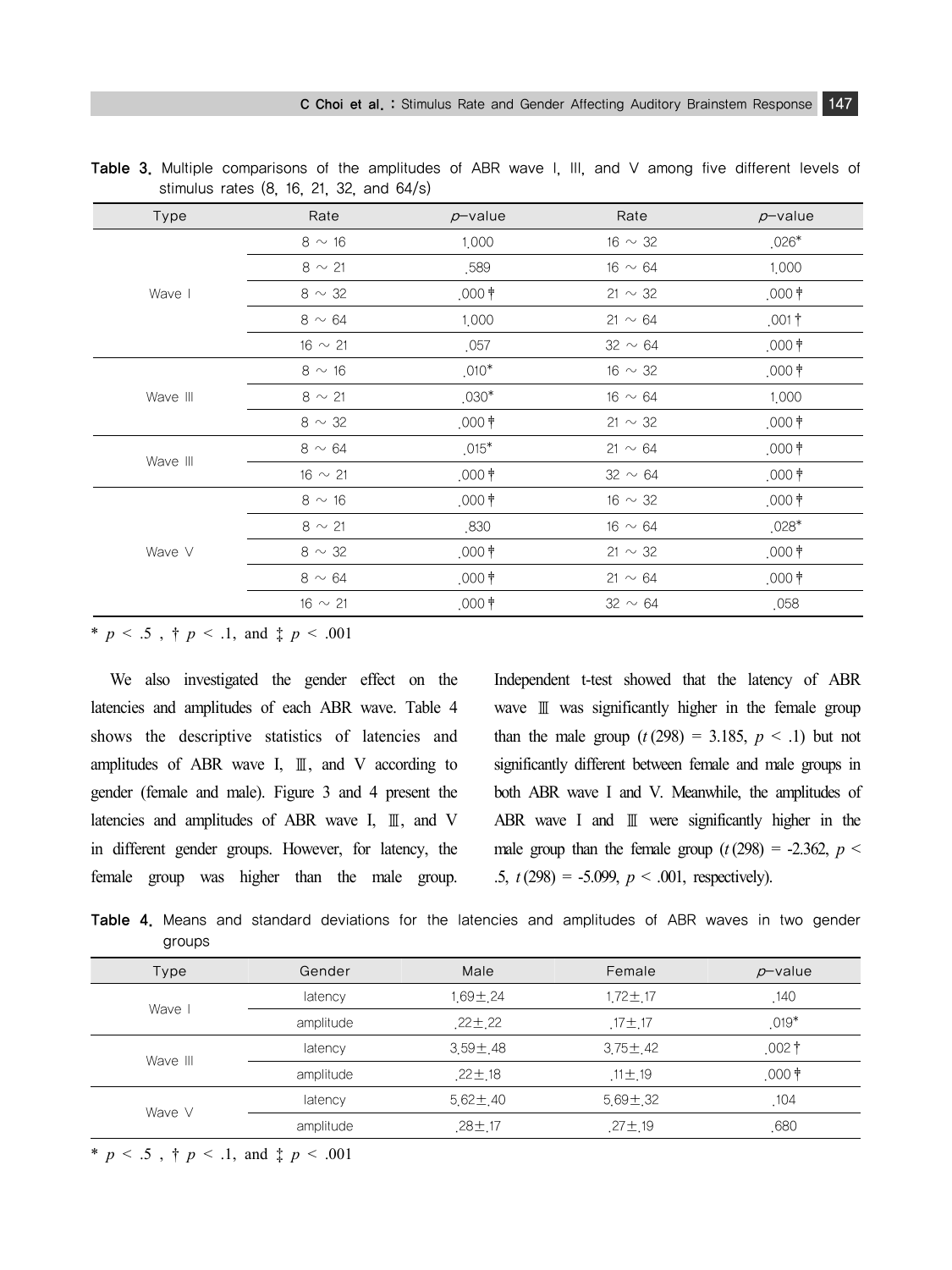**Table 3.** Multiple comparisons of the amplitudes of ABR wave I, III, and V among five different levels of stimulus rates (8, 16, 21, 32, and 64/s)

| Type | Rate | *p*-value | Rate | *p*-value |
|---|---|---|---|---|
| Wave I | 8 ~ 16 | 1.000 | 16 ~ 32 | .026* |
| | 8 ~ 21 | .589 | 16 ~ 64 | 1.000 |
| | 8 ~ 32 | .000‡ | 21 ~ 32 | .000‡ |
| | 8 ~ 64 | 1.000 | 21 ~ 64 | .001† |
| | 16 ~ 21 | .057 | 32 ~ 64 | .000‡ |
| Wave III | 8 ~ 16 | .010* | 16 ~ 32 | .000‡ |
| | 8 ~ 21 | .030* | 16 ~ 64 | 1.000 |
| | 8 ~ 32 | .000‡ | 21 ~ 32 | .000‡ |
| Wave III | 8 ~ 64 | .015* | 21 ~ 64 | .000‡ |
| | 16 ~ 21 | .000‡ | 32 ~ 64 | .000‡ |
| Wave V | 8 ~ 16 | .000‡ | 16 ~ 32 | .000‡ |
| | 8 ~ 21 | .830 | 16 ~ 64 | .028* |
| | 8 ~ 32 | .000‡ | 21 ~ 32 | .000‡ |
| | 8 ~ 64 | .000‡ | 21 ~ 64 | .000‡ |
| | 16 ~ 21 | .000‡ | 32 ~ 64 | .058 |

\* $p < .5$ , † $p < .1$, and ‡ $p < .001$

We also investigated the gender effect on the latencies and amplitudes of each ABR wave. Table 4 shows the descriptive statistics of latencies and amplitudes of ABR wave I, Ⅲ, and V according to gender (female and male). Figure 3 and 4 present the latencies and amplitudes of ABR wave I, Ⅲ, and V in different gender groups. However, for latency, the female group was higher than the male group. Independent t-test showed that the latency of ABR wave Ⅲ was significantly higher in the female group than the male group ($t(298) = 3.185$, $p < .1$) but not significantly different between female and male groups in both ABR wave I and V. Meanwhile, the amplitudes of ABR wave I and Ⅲ were significantly higher in the male group than the female group ($t(298) = -2.362$, $p < .5$, $t(298) = -5.099$, $p < .001$, respectively).

**Table 4.** Means and standard deviations for the latencies and amplitudes of ABR waves in two gender groups

| Type | Gender | Male | Female | *p*-value |
|---|---|---|---|---|
| Wave I | latency | 1.69±.24 | 1.72±.17 | .140 |
| | amplitude | .22±.22 | .17±.17 | .019* |
| Wave III | latency | 3.59±.48 | 3.75±.42 | .002† |
| | amplitude | .22±.18 | .11±.19 | .000‡ |
| Wave V | latency | 5.62±.40 | 5.69±.32 | .104 |
| | amplitude | .28±.17 | .27±.19 | .680 |

\* $p < .5$ , † $p < .1$, and ‡ $p < .001$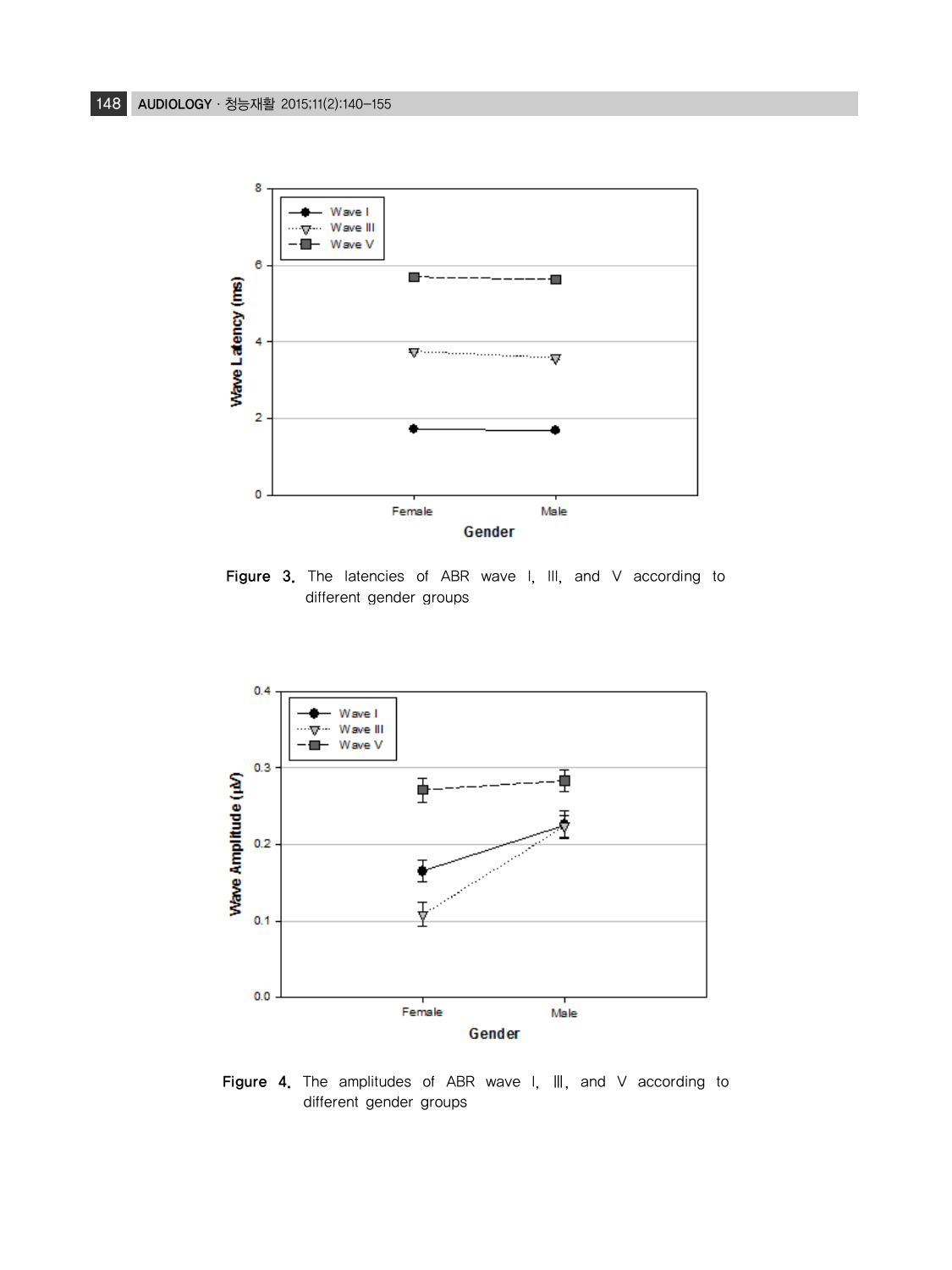Figure 3. The latencies of ABR wave I, III, and V according to different gender groups

Figure 4. The amplitudes of ABR wave I, III, and V according to different gender groups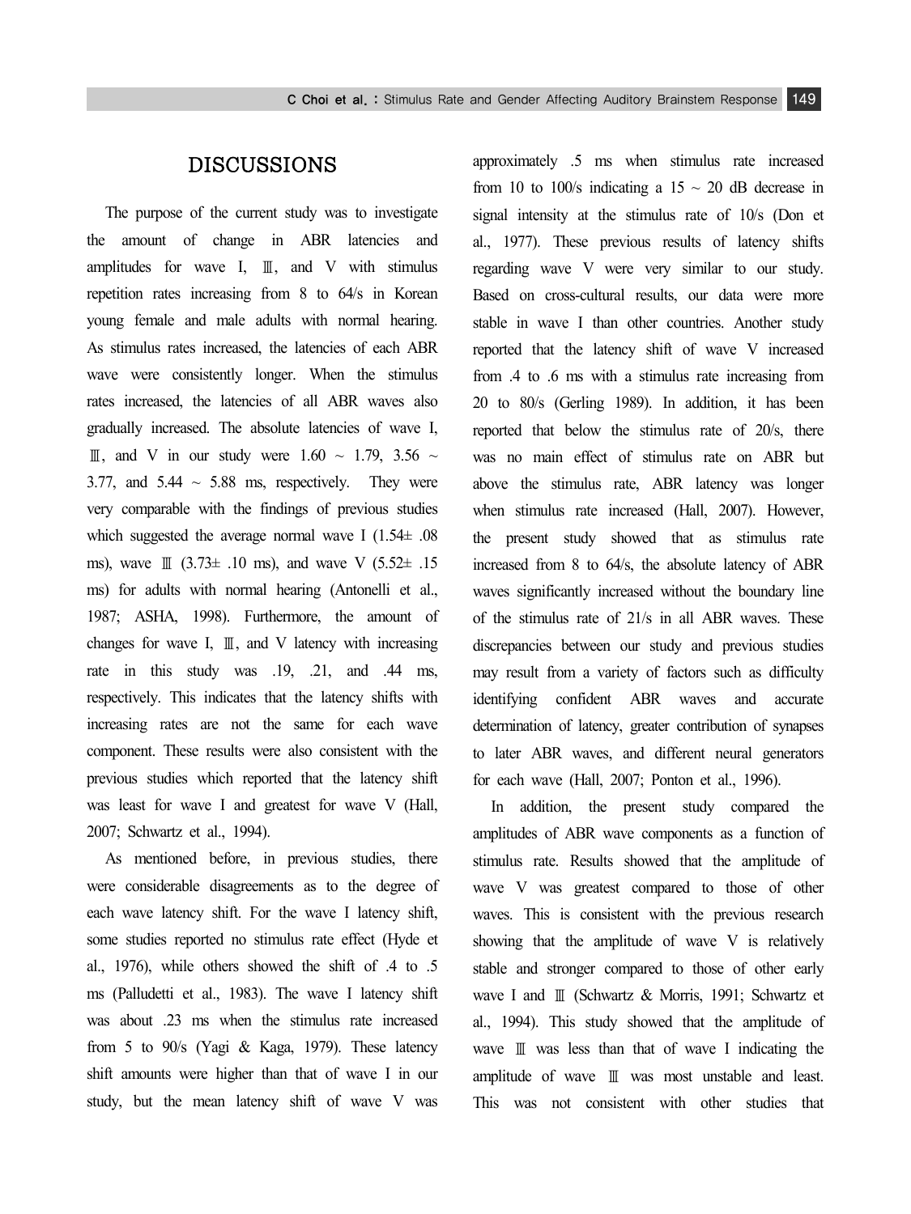## DISCUSSIONS

The purpose of the current study was to investigate the amount of change in ABR latencies and amplitudes for wave I, Ⅲ, and V with stimulus repetition rates increasing from 8 to 64/s in Korean young female and male adults with normal hearing. As stimulus rates increased, the latencies of each ABR wave were consistently longer. When the stimulus rates increased, the latencies of all ABR waves also gradually increased. The absolute latencies of wave I, Ⅲ, and V in our study were 1.60 ~ 1.79, 3.56 ~ 3.77, and 5.44 ~ 5.88 ms, respectively. They were very comparable with the findings of previous studies which suggested the average normal wave I (1.54± .08 ms), wave Ⅲ (3.73± .10 ms), and wave V (5.52± .15 ms) for adults with normal hearing (Antonelli et al., 1987; ASHA, 1998). Furthermore, the amount of changes for wave I, Ⅲ, and V latency with increasing rate in this study was .19, .21, and .44 ms, respectively. This indicates that the latency shifts with increasing rates are not the same for each wave component. These results were also consistent with the previous studies which reported that the latency shift was least for wave I and greatest for wave V (Hall, 2007; Schwartz et al., 1994).

As mentioned before, in previous studies, there were considerable disagreements as to the degree of each wave latency shift. For the wave I latency shift, some studies reported no stimulus rate effect (Hyde et al., 1976), while others showed the shift of .4 to .5 ms (Palludetti et al., 1983). The wave I latency shift was about .23 ms when the stimulus rate increased from 5 to 90/s (Yagi & Kaga, 1979). These latency shift amounts were higher than that of wave I in our study, but the mean latency shift of wave V was approximately .5 ms when stimulus rate increased from 10 to 100/s indicating a 15 ~ 20 dB decrease in signal intensity at the stimulus rate of 10/s (Don et al., 1977). These previous results of latency shifts regarding wave V were very similar to our study. Based on cross-cultural results, our data were more stable in wave I than other countries. Another study reported that the latency shift of wave V increased from .4 to .6 ms with a stimulus rate increasing from 20 to 80/s (Gerling 1989). In addition, it has been reported that below the stimulus rate of 20/s, there was no main effect of stimulus rate on ABR but above the stimulus rate, ABR latency was longer when stimulus rate increased (Hall, 2007). However, the present study showed that as stimulus rate increased from 8 to 64/s, the absolute latency of ABR waves significantly increased without the boundary line of the stimulus rate of 21/s in all ABR waves. These discrepancies between our study and previous studies may result from a variety of factors such as difficulty identifying confident ABR waves and accurate determination of latency, greater contribution of synapses to later ABR waves, and different neural generators for each wave (Hall, 2007; Ponton et al., 1996).

In addition, the present study compared the amplitudes of ABR wave components as a function of stimulus rate. Results showed that the amplitude of wave V was greatest compared to those of other waves. This is consistent with the previous research showing that the amplitude of wave V is relatively stable and stronger compared to those of other early wave I and Ⅲ (Schwartz & Morris, 1991; Schwartz et al., 1994). This study showed that the amplitude of wave Ⅲ was less than that of wave I indicating the amplitude of wave Ⅲ was most unstable and least. This was not consistent with other studies that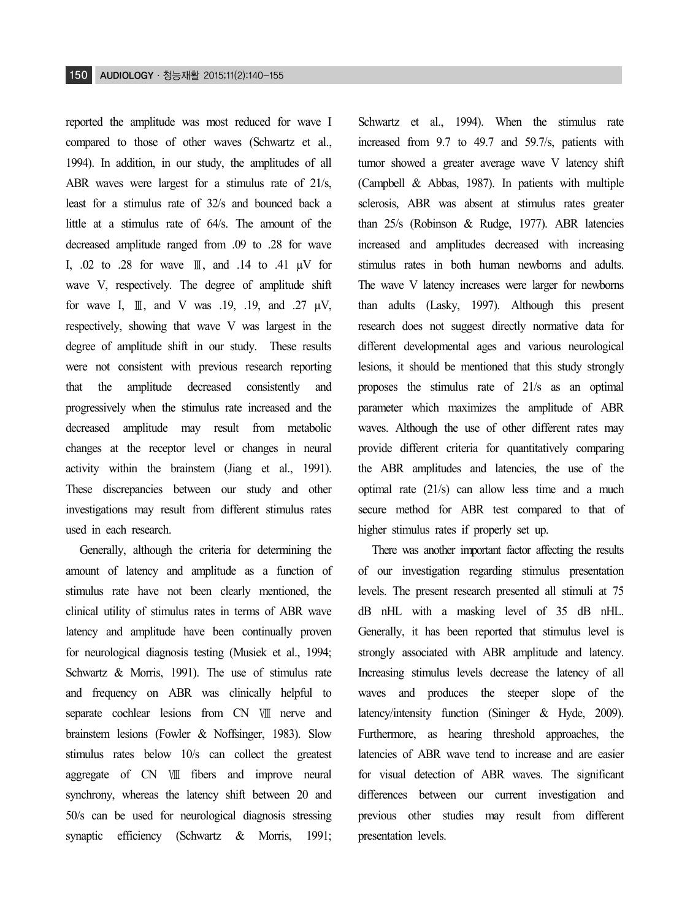reported the amplitude was most reduced for wave I compared to those of other waves (Schwartz et al., 1994). In addition, in our study, the amplitudes of all ABR waves were largest for a stimulus rate of 21/s, least for a stimulus rate of 32/s and bounced back a little at a stimulus rate of 64/s. The amount of the decreased amplitude ranged from .09 to .28 for wave I, .02 to .28 for wave Ⅲ, and .14 to .41 μV for wave V, respectively. The degree of amplitude shift for wave I, Ⅲ, and V was .19, .19, and .27 μV, respectively, showing that wave V was largest in the degree of amplitude shift in our study. These results were not consistent with previous research reporting that the amplitude decreased consistently and progressively when the stimulus rate increased and the decreased amplitude may result from metabolic changes at the receptor level or changes in neural activity within the brainstem (Jiang et al., 1991). These discrepancies between our study and other investigations may result from different stimulus rates used in each research.

Generally, although the criteria for determining the amount of latency and amplitude as a function of stimulus rate have not been clearly mentioned, the clinical utility of stimulus rates in terms of ABR wave latency and amplitude have been continually proven for neurological diagnosis testing (Musiek et al., 1994; Schwartz & Morris, 1991). The use of stimulus rate and frequency on ABR was clinically helpful to separate cochlear lesions from CN Ⅷ nerve and brainstem lesions (Fowler & Noffsinger, 1983). Slow stimulus rates below 10/s can collect the greatest aggregate of CN Ⅷ fibers and improve neural synchrony, whereas the latency shift between 20 and 50/s can be used for neurological diagnosis stressing synaptic efficiency (Schwartz & Morris, 1991; Schwartz et al., 1994). When the stimulus rate increased from 9.7 to 49.7 and 59.7/s, patients with tumor showed a greater average wave V latency shift (Campbell & Abbas, 1987). In patients with multiple sclerosis, ABR was absent at stimulus rates greater than 25/s (Robinson & Rudge, 1977). ABR latencies increased and amplitudes decreased with increasing stimulus rates in both human newborns and adults. The wave V latency increases were larger for newborns than adults (Lasky, 1997). Although this present research does not suggest directly normative data for different developmental ages and various neurological lesions, it should be mentioned that this study strongly proposes the stimulus rate of 21/s as an optimal parameter which maximizes the amplitude of ABR waves. Although the use of other different rates may provide different criteria for quantitatively comparing the ABR amplitudes and latencies, the use of the optimal rate (21/s) can allow less time and a much secure method for ABR test compared to that of higher stimulus rates if properly set up.

There was another important factor affecting the results of our investigation regarding stimulus presentation levels. The present research presented all stimuli at 75 dB nHL with a masking level of 35 dB nHL. Generally, it has been reported that stimulus level is strongly associated with ABR amplitude and latency. Increasing stimulus levels decrease the latency of all waves and produces the steeper slope of the latency/intensity function (Sininger & Hyde, 2009). Furthermore, as hearing threshold approaches, the latencies of ABR wave tend to increase and are easier for visual detection of ABR waves. The significant differences between our current investigation and previous other studies may result from different presentation levels.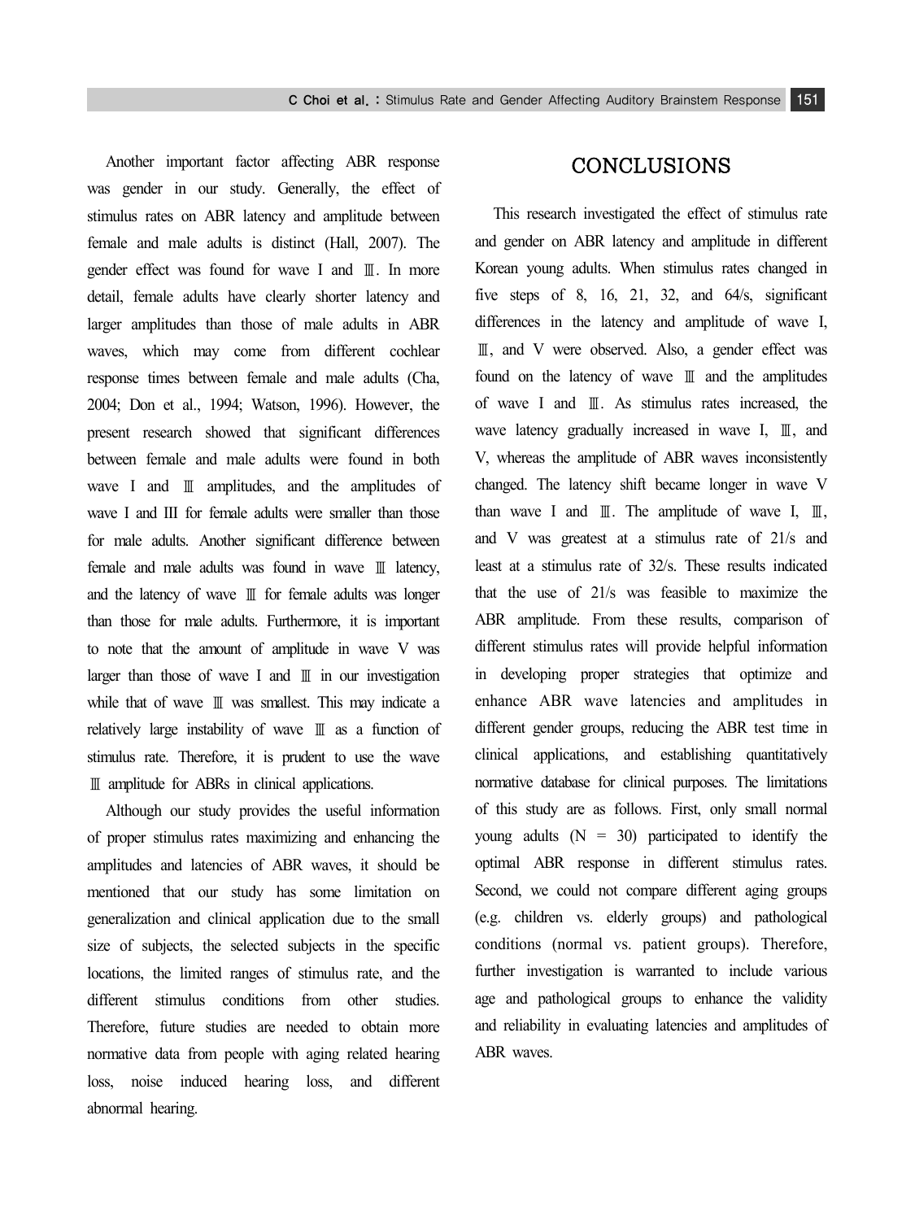Another important factor affecting ABR response was gender in our study. Generally, the effect of stimulus rates on ABR latency and amplitude between female and male adults is distinct (Hall, 2007). The gender effect was found for wave I and Ⅲ. In more detail, female adults have clearly shorter latency and larger amplitudes than those of male adults in ABR waves, which may come from different cochlear response times between female and male adults (Cha, 2004; Don et al., 1994; Watson, 1996). However, the present research showed that significant differences between female and male adults were found in both wave I and Ⅲ amplitudes, and the amplitudes of wave I and III for female adults were smaller than those for male adults. Another significant difference between female and male adults was found in wave Ⅲ latency, and the latency of wave Ⅲ for female adults was longer than those for male adults. Furthermore, it is important to note that the amount of amplitude in wave V was larger than those of wave I and Ⅲ in our investigation while that of wave Ⅲ was smallest. This may indicate a relatively large instability of wave Ⅲ as a function of stimulus rate. Therefore, it is prudent to use the wave Ⅲ amplitude for ABRs in clinical applications.

Although our study provides the useful information of proper stimulus rates maximizing and enhancing the amplitudes and latencies of ABR waves, it should be mentioned that our study has some limitation on generalization and clinical application due to the small size of subjects, the selected subjects in the specific locations, the limited ranges of stimulus rate, and the different stimulus conditions from other studies. Therefore, future studies are needed to obtain more normative data from people with aging related hearing loss, noise induced hearing loss, and different abnormal hearing.

# CONCLUSIONS

This research investigated the effect of stimulus rate and gender on ABR latency and amplitude in different Korean young adults. When stimulus rates changed in five steps of 8, 16, 21, 32, and 64/s, significant differences in the latency and amplitude of wave I, Ⅲ, and V were observed. Also, a gender effect was found on the latency of wave Ⅲ and the amplitudes of wave I and Ⅲ. As stimulus rates increased, the wave latency gradually increased in wave I, Ⅲ, and V, whereas the amplitude of ABR waves inconsistently changed. The latency shift became longer in wave V than wave I and Ⅲ. The amplitude of wave I, Ⅲ, and V was greatest at a stimulus rate of 21/s and least at a stimulus rate of 32/s. These results indicated that the use of 21/s was feasible to maximize the ABR amplitude. From these results, comparison of different stimulus rates will provide helpful information in developing proper strategies that optimize and enhance ABR wave latencies and amplitudes in different gender groups, reducing the ABR test time in clinical applications, and establishing quantitatively normative database for clinical purposes. The limitations of this study are as follows. First, only small normal young adults (N = 30) participated to identify the optimal ABR response in different stimulus rates. Second, we could not compare different aging groups (e.g. children vs. elderly groups) and pathological conditions (normal vs. patient groups). Therefore, further investigation is warranted to include various age and pathological groups to enhance the validity and reliability in evaluating latencies and amplitudes of ABR waves.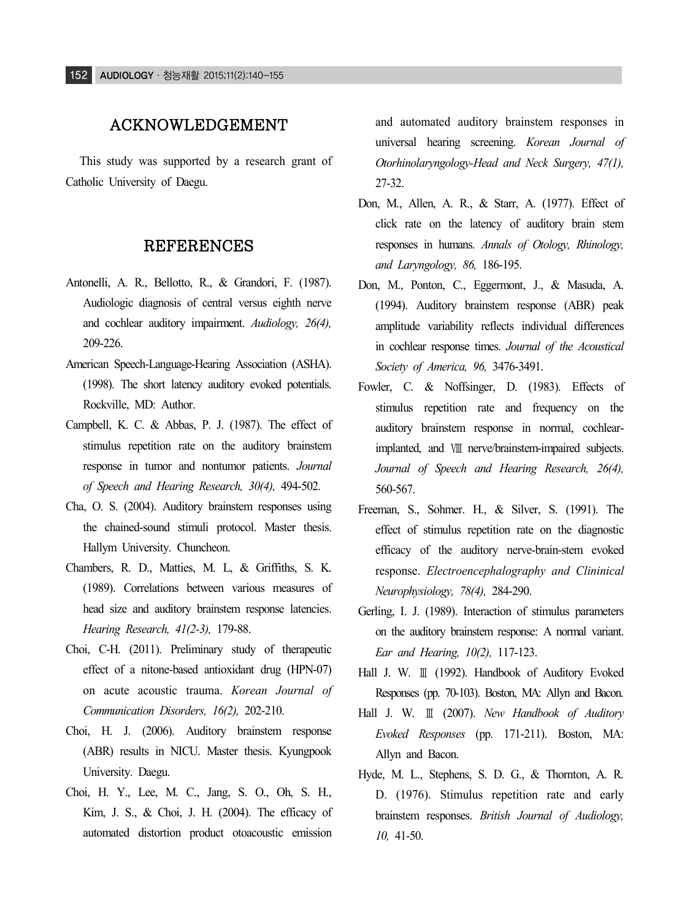## ACKNOWLEDGEMENT

This study was supported by a research grant of Catholic University of Daegu.

## REFERENCES

Antonelli, A. R., Bellotto, R., & Grandori, F. (1987). Audiologic diagnosis of central versus eighth nerve and cochlear auditory impairment. *Audiology, 26(4),* 209-226.

American Speech-Language-Hearing Association (ASHA). (1998). The short latency auditory evoked potentials. Rockville, MD: Author.

Campbell, K. C. & Abbas, P. J. (1987). The effect of stimulus repetition rate on the auditory brainstem response in tumor and nontumor patients. *Journal of Speech and Hearing Research, 30(4),* 494-502.

Cha, O. S. (2004). Auditory brainstem responses using the chained-sound stimuli protocol. Master thesis. Hallym University. Chuncheon.

Chambers, R. D., Matties, M. L, & Griffiths, S. K. (1989). Correlations between various measures of head size and auditory brainstem response latencies. *Hearing Research, 41(2-3),* 179-88.

Choi, C-H. (2011). Preliminary study of therapeutic effect of a nitone-based antioxidant drug (HPN-07) on acute acoustic trauma. *Korean Journal of Communication Disorders, 16(2),* 202-210.

Choi, H. J. (2006). Auditory brainstem response (ABR) results in NICU. Master thesis. Kyungpook University. Daegu.

Choi, H. Y., Lee, M. C., Jang, S. O., Oh, S. H., Kim, J. S., & Choi, J. H. (2004). The efficacy of automated distortion product otoacoustic emission and automated auditory brainstem responses in universal hearing screening. *Korean Journal of Otorhinolaryngology-Head and Neck Surgery, 47(1),* 27-32.

Don, M., Allen, A. R., & Starr, A. (1977). Effect of click rate on the latency of auditory brain stem responses in humans. *Annals of Otology, Rhinology, and Laryngology, 86,* 186-195.

Don, M., Ponton, C., Eggermont, J., & Masuda, A. (1994). Auditory brainstem response (ABR) peak amplitude variability reflects individual differences in cochlear response times. *Journal of the Acoustical Society of America, 96,* 3476-3491.

Fowler, C. & Noffsinger, D. (1983). Effects of stimulus repetition rate and frequency on the auditory brainstem response in normal, cochlear-implanted, and Ⅷ nerve/brainstem-impaired subjects. *Journal of Speech and Hearing Research, 26(4),* 560-567.

Freeman, S., Sohmer. H., & Silver, S. (1991). The effect of stimulus repetition rate on the diagnostic efficacy of the auditory nerve-brain-stem evoked response. *Electroencephalography and Clininical Neurophysiology, 78(4),* 284-290.

Gerling, I. J. (1989). Interaction of stimulus parameters on the auditory brainstem response: A normal variant. *Ear and Hearing, 10(2),* 117-123.

Hall J. W. Ⅲ (1992). Handbook of Auditory Evoked Responses (pp. 70-103). Boston, MA: Allyn and Bacon.

Hall J. W. Ⅲ (2007). *New Handbook of Auditory Evoked Responses* (pp. 171-211). Boston, MA: Allyn and Bacon.

Hyde, M. L., Stephens, S. D. G., & Thornton, A. R. D. (1976). Stimulus repetition rate and early brainstem responses. *British Journal of Audiology, 10,* 41-50.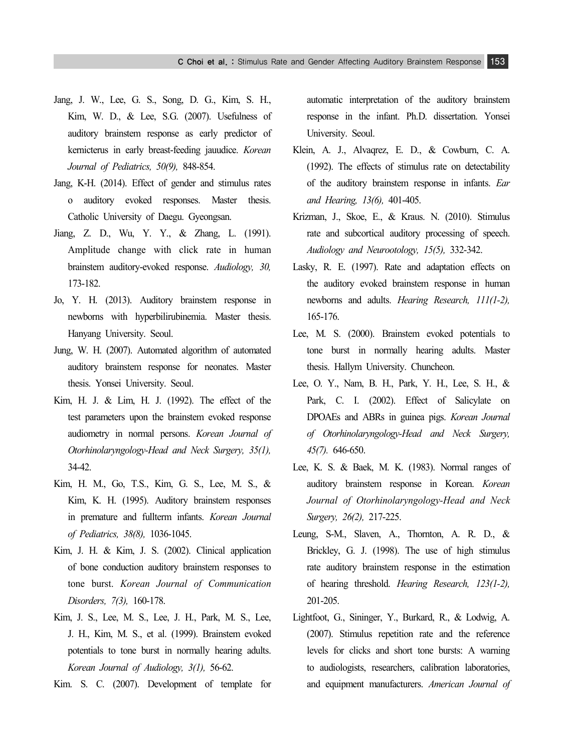Jang, J. W., Lee, G. S., Song, D. G., Kim, S. H., Kim, W. D., & Lee, S.G. (2007). Usefulness of auditory brainstem response as early predictor of kernicterus in early breast-feeding jauudice. *Korean Journal of Pediatrics, 50(9),* 848-854.

Jang, K-H. (2014). Effect of gender and stimulus rates o auditory evoked responses. Master thesis. Catholic University of Daegu. Gyeongsan.

Jiang, Z. D., Wu, Y. Y., & Zhang, L. (1991). Amplitude change with click rate in human brainstem auditory-evoked response. *Audiology, 30,* 173-182.

Jo, Y. H. (2013). Auditory brainstem response in newborns with hyperbilirubinemia. Master thesis. Hanyang University. Seoul.

Jung, W. H. (2007). Automated algorithm of automated auditory brainstem response for neonates. Master thesis. Yonsei University. Seoul.

Kim, H. J. & Lim, H. J. (1992). The effect of the test parameters upon the brainstem evoked response audiometry in normal persons. *Korean Journal of Otorhinolaryngology-Head and Neck Surgery, 35(1),* 34-42.

Kim, H. M., Go, T.S., Kim, G. S., Lee, M. S., & Kim, K. H. (1995). Auditory brainstem responses in premature and fullterm infants. *Korean Journal of Pediatrics, 38(8),* 1036-1045.

Kim, J. H. & Kim, J. S. (2002). Clinical application of bone conduction auditory brainstem responses to tone burst. *Korean Journal of Communication Disorders, 7(3),* 160-178.

Kim, J. S., Lee, M. S., Lee, J. H., Park, M. S., Lee, J. H., Kim, M. S., et al. (1999). Brainstem evoked potentials to tone burst in normally hearing adults. *Korean Journal of Audiology, 3(1),* 56-62.

Kim. S. C. (2007). Development of template for automatic interpretation of the auditory brainstem response in the infant. Ph.D. dissertation. Yonsei University. Seoul.

Klein, A. J., Alvaqrez, E. D., & Cowburn, C. A. (1992). The effects of stimulus rate on detectability of the auditory brainstem response in infants. *Ear and Hearing, 13(6),* 401-405.

Krizman, J., Skoe, E., & Kraus. N. (2010). Stimulus rate and subcortical auditory processing of speech. *Audiology and Neurootology, 15(5),* 332-342.

Lasky, R. E. (1997). Rate and adaptation effects on the auditory evoked brainstem response in human newborns and adults. *Hearing Research, 111(1-2),* 165-176.

Lee, M. S. (2000). Brainstem evoked potentials to tone burst in normally hearing adults. Master thesis. Hallym University. Chuncheon.

Lee, O. Y., Nam, B. H., Park, Y. H., Lee, S. H., & Park, C. I. (2002). Effect of Salicylate on DPOAEs and ABRs in guinea pigs. *Korean Journal of Otorhinolaryngology-Head and Neck Surgery, 45(7).* 646-650.

Lee, K. S. & Baek, M. K. (1983). Normal ranges of auditory brainstem response in Korean. *Korean Journal of Otorhinolaryngology-Head and Neck Surgery, 26(2),* 217-225.

Leung, S-M., Slaven, A., Thornton, A. R. D., & Brickley, G. J. (1998). The use of high stimulus rate auditory brainstem response in the estimation of hearing threshold. *Hearing Research, 123(1-2),* 201-205.

Lightfoot, G., Sininger, Y., Burkard, R., & Lodwig, A. (2007). Stimulus repetition rate and the reference levels for clicks and short tone bursts: A warning to audiologists, researchers, calibration laboratories, and equipment manufacturers. *American Journal of*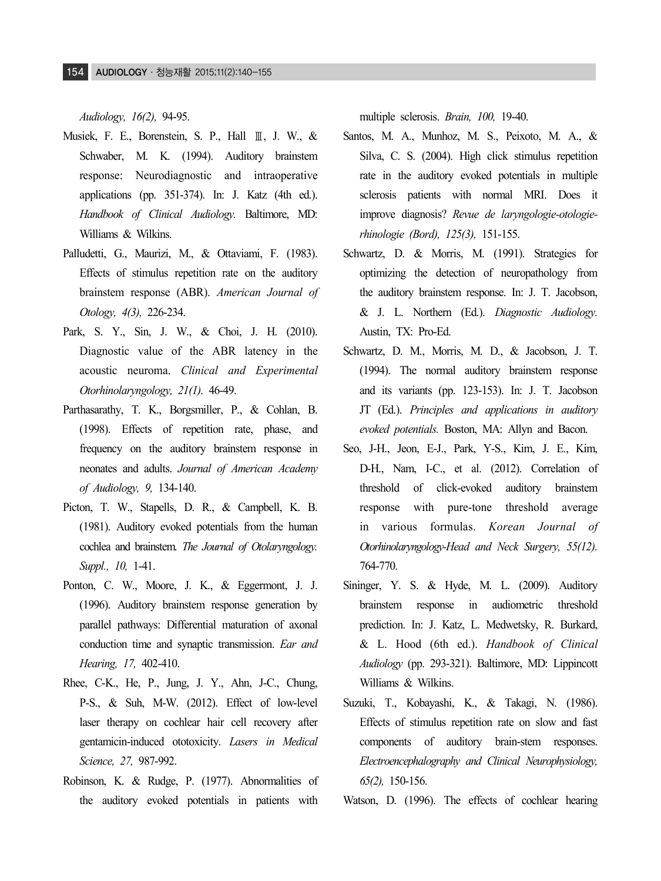*Audiology, 16(2),* 94-95.

Musiek, F. E., Borenstein, S. P., Hall Ⅲ, J. W., & Schwaber, M. K. (1994). Auditory brainstem response: Neurodiagnostic and intraoperative applications (pp. 351-374). In: J. Katz (4th ed.). *Handbook of Clinical Audiology.* Baltimore, MD: Williams & Wilkins.

Palludetti, G., Maurizi, M., & Ottaviami, F. (1983). Effects of stimulus repetition rate on the auditory brainstem response (ABR). *American Journal of Otology, 4(3),* 226-234.

Park, S. Y., Sin, J. W., & Choi, J. H. (2010). Diagnostic value of the ABR latency in the acoustic neuroma. *Clinical and Experimental Otorhinolaryngology, 21(1).* 46-49.

Parthasarathy, T. K., Borgsmiller, P., & Cohlan, B. (1998). Effects of repetition rate, phase, and frequency on the auditory brainstem response in neonates and adults. *Journal of American Academy of Audiology, 9,* 134-140.

Picton, T. W., Stapells, D. R., & Campbell, K. B. (1981). Auditory evoked potentials from the human cochlea and brainstem. *The Journal of Otolaryngology. Suppl., 10,* 1-41.

Ponton, C. W., Moore, J. K., & Eggermont, J. J. (1996). Auditory brainstem response generation by parallel pathways: Differential maturation of axonal conduction time and synaptic transmission. *Ear and Hearing, 17,* 402-410.

Rhee, C-K., He, P., Jung, J. Y., Ahn, J-C., Chung, P-S., & Suh, M-W. (2012). Effect of low-level laser therapy on cochlear hair cell recovery after gentamicin-induced ototoxicity. *Lasers in Medical Science, 27,* 987-992.

Robinson, K. & Rudge, P. (1977). Abnormalities of the auditory evoked potentials in patients with multiple sclerosis. *Brain, 100,* 19-40.

Santos, M. A., Munhoz, M. S., Peixoto, M. A., & Silva, C. S. (2004). High click stimulus repetition rate in the auditory evoked potentials in multiple sclerosis patients with normal MRI. Does it improve diagnosis? *Revue de laryngologie-otologie-rhinologie (Bord), 125(3),* 151-155.

Schwartz, D. & Morris, M. (1991). Strategies for optimizing the detection of neuropathology from the auditory brainstem response. In: J. T. Jacobson, & J. L. Northern (Ed.). *Diagnostic Audiology.* Austin, TX: Pro-Ed.

Schwartz, D. M., Morris, M. D., & Jacobson, J. T. (1994). The normal auditory brainstem response and its variants (pp. 123-153). In: J. T. Jacobson JT (Ed.). *Principles and applications in auditory evoked potentials.* Boston, MA: Allyn and Bacon.

Seo, J-H., Jeon, E-J., Park, Y-S., Kim, J. E., Kim, D-H., Nam, I-C., et al. (2012). Correlation of threshold of click-evoked auditory brainstem response with pure-tone threshold average in various formulas. *Korean Journal of Otorhinolaryngology-Head and Neck Surgery, 55(12).* 764-770.

Sininger, Y. S. & Hyde, M. L. (2009). Auditory brainstem response in audiometric threshold prediction. In: J. Katz, L. Medwetsky, R. Burkard, & L. Hood (6th ed.). *Handbook of Clinical Audiology* (pp. 293-321). Baltimore, MD: Lippincott Williams & Wilkins.

Suzuki, T., Kobayashi, K., & Takagi, N. (1986). Effects of stimulus repetition rate on slow and fast components of auditory brain-stem responses. *Electroencephalography and Clinical Neurophysiology, 65(2),* 150-156.

Watson, D. (1996). The effects of cochlear hearing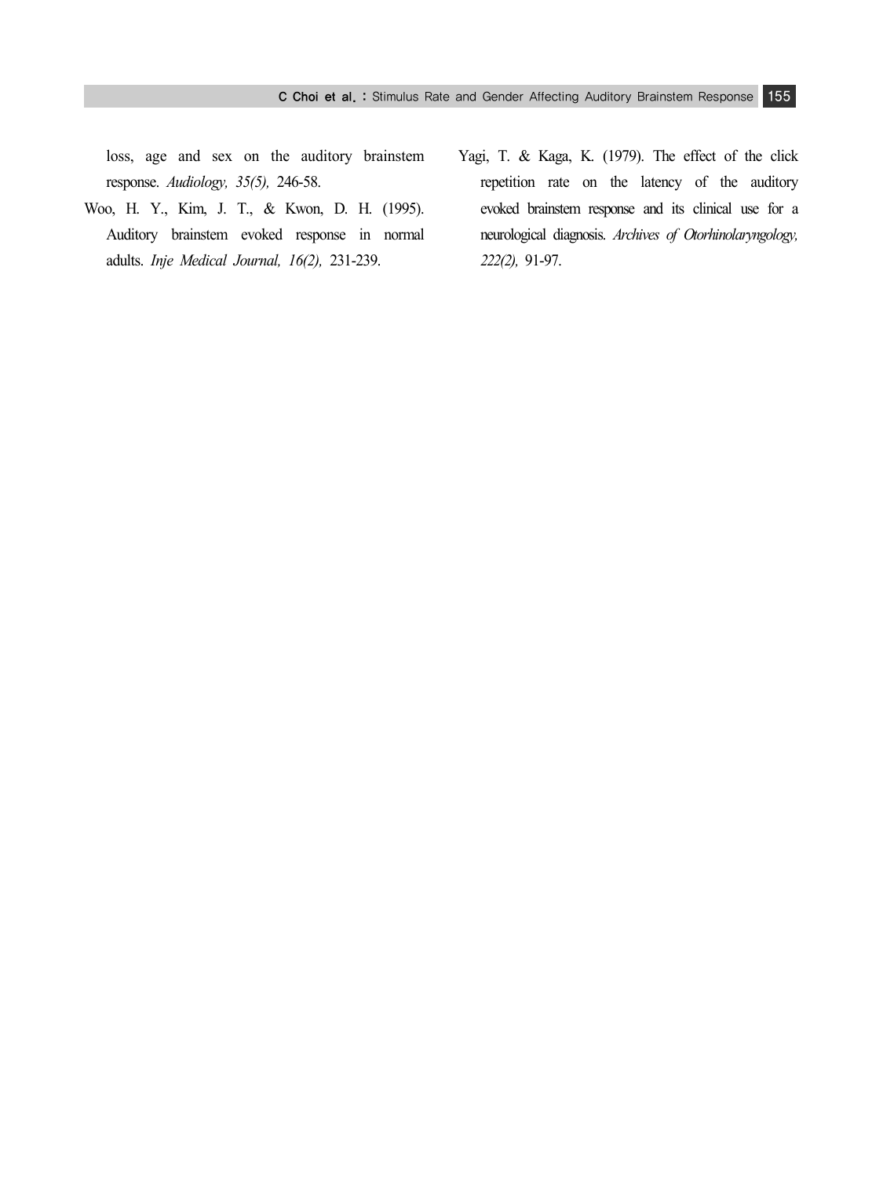loss, age and sex on the auditory brainstem response. *Audiology, 35(5),* 246-58.

Woo, H. Y., Kim, J. T., & Kwon, D. H. (1995). Auditory brainstem evoked response in normal adults. *Inje Medical Journal, 16(2),* 231-239.

Yagi, T. & Kaga, K. (1979). The effect of the click repetition rate on the latency of the auditory evoked brainstem response and its clinical use for a neurological diagnosis. *Archives of Otorhinolaryngology, 222(2),* 91-97.